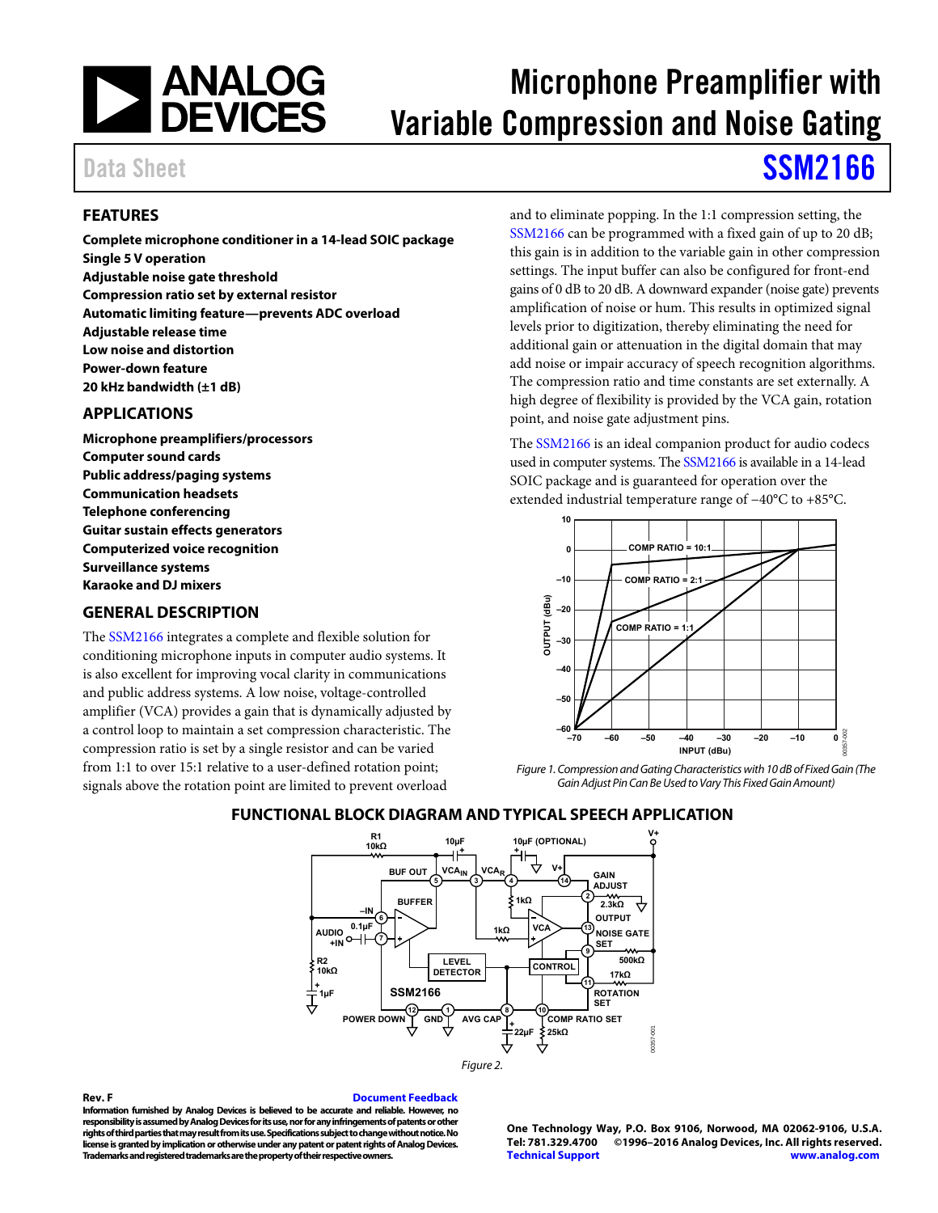# Microphone Preamplifier with Variable Compression and Noise Gating

Data Sheet **SSM2166**

## FEATURES

**Complete microphone conditioner in a 14-lead SOIC package**
**Single 5 V operation**
**Adjustable noise gate threshold**
**Compression ratio set by external resistor**
**Automatic limiting feature—prevents ADC overload**
**Adjustable release time**
**Low noise and distortion**
**Power-down feature**
**20 kHz bandwidth (±1 dB)**

## APPLICATIONS

**Microphone preamplifiers/processors**
**Computer sound cards**
**Public address/paging systems**
**Communication headsets**
**Telephone conferencing**
**Guitar sustain effects generators**
**Computerized voice recognition**
**Surveillance systems**
**Karaoke and DJ mixers**

## GENERAL DESCRIPTION

The SSM2166 integrates a complete and flexible solution for conditioning microphone inputs in computer audio systems. It is also excellent for improving vocal clarity in communications and public address systems. A low noise, voltage-controlled amplifier (VCA) provides a gain that is dynamically adjusted by a control loop to maintain a set compression characteristic. The compression ratio is set by a single resistor and can be varied from 1:1 to over 15:1 relative to a user-defined rotation point; signals above the rotation point are limited to prevent overload and to eliminate popping. In the 1:1 compression setting, the SSM2166 can be programmed with a fixed gain of up to 20 dB; this gain is in addition to the variable gain in other compression settings. The input buffer can also be configured for front-end gains of 0 dB to 20 dB. A downward expander (noise gate) prevents amplification of noise or hum. This results in optimized signal levels prior to digitization, thereby eliminating the need for additional gain or attenuation in the digital domain that may add noise or impair accuracy of speech recognition algorithms. The compression ratio and time constants are set externally. A high degree of flexibility is provided by the VCA gain, rotation point, and noise gate adjustment pins.

The SSM2166 is an ideal companion product for audio codecs used in computer systems. The SSM2166 is available in a 14-lead SOIC package and is guaranteed for operation over the extended industrial temperature range of −40°C to +85°C.

*Figure 1. Compression and Gating Characteristics with 10 dB of Fixed Gain (The Gain Adjust Pin Can Be Used to Vary This Fixed Gain Amount)*

## FUNCTIONAL BLOCK DIAGRAM AND TYPICAL SPEECH APPLICATION

*Figure 2.*

**Rev. F** Document Feedback

**Information furnished by Analog Devices is believed to be accurate and reliable. However, no responsibility is assumed by Analog Devices for its use, nor for any infringements of patents or other rights of third parties that may result from its use. Specifications subject to change without notice. No license is granted by implication or otherwise under any patent or patent rights of Analog Devices. Trademarks and registered trademarks are the property of their respective owners.**

**One Technology Way, P.O. Box 9106, Norwood, MA 02062-9106, U.S.A.**
**Tel: 781.329.4700 ©1996–2016 Analog Devices, Inc. All rights reserved.**
**Technical Support** **www.analog.com**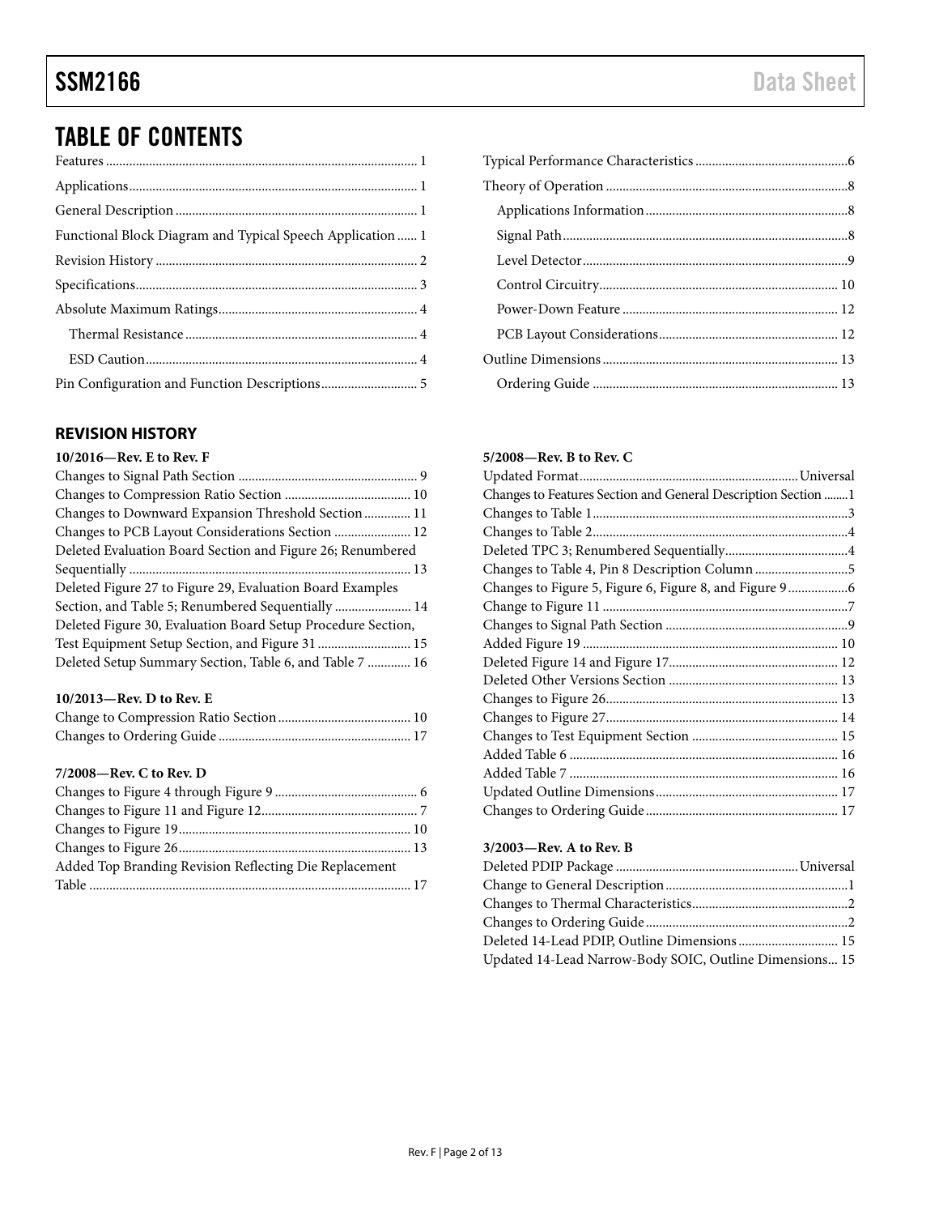# TABLE OF CONTENTS

Features ... 1
Applications ... 1
General Description ... 1
Functional Block Diagram and Typical Speech Application ... 1
Revision History ... 2
Specifications ... 3
Absolute Maximum Ratings ... 4
  Thermal Resistance ... 4
  ESD Caution ... 4
Pin Configuration and Function Descriptions ... 5
Typical Performance Characteristics ... 6
Theory of Operation ... 8
  Applications Information ... 8
  Signal Path ... 8
  Level Detector ... 9
  Control Circuitry ... 10
  Power-Down Feature ... 12
  PCB Layout Considerations ... 12
Outline Dimensions ... 13
  Ordering Guide ... 13

## REVISION HISTORY

**10/2016—Rev. E to Rev. F**

Changes to Signal Path Section ... 9
Changes to Compression Ratio Section ... 10
Changes to Downward Expansion Threshold Section ... 11
Changes to PCB Layout Considerations Section ... 12
Deleted Evaluation Board Section and Figure 26; Renumbered Sequentially ... 13
Deleted Figure 27 to Figure 29, Evaluation Board Examples Section, and Table 5; Renumbered Sequentially ... 14
Deleted Figure 30, Evaluation Board Setup Procedure Section, Test Equipment Setup Section, and Figure 31 ... 15
Deleted Setup Summary Section, Table 6, and Table 7 ... 16

**10/2013—Rev. D to Rev. E**

Change to Compression Ratio Section ... 10
Changes to Ordering Guide ... 17

**7/2008—Rev. C to Rev. D**

Changes to Figure 4 through Figure 9 ... 6
Changes to Figure 11 and Figure 12 ... 7
Changes to Figure 19 ... 10
Changes to Figure 26 ... 13
Added Top Branding Revision Reflecting Die Replacement Table ... 17

**5/2008—Rev. B to Rev. C**

Updated Format ... Universal
Changes to Features Section and General Description Section ... 1
Changes to Table 1 ... 3
Changes to Table 2 ... 4
Deleted TPC 3; Renumbered Sequentially ... 4
Changes to Table 4, Pin 8 Description Column ... 5
Changes to Figure 5, Figure 6, Figure 8, and Figure 9 ... 6
Change to Figure 11 ... 7
Changes to Signal Path Section ... 9
Added Figure 19 ... 10
Deleted Figure 14 and Figure 17 ... 12
Deleted Other Versions Section ... 13
Changes to Figure 26 ... 13
Changes to Figure 27 ... 14
Changes to Test Equipment Section ... 15
Added Table 6 ... 16
Added Table 7 ... 16
Updated Outline Dimensions ... 17
Changes to Ordering Guide ... 17

**3/2003—Rev. A to Rev. B**

Deleted PDIP Package ... Universal
Change to General Description ... 1
Changes to Thermal Characteristics ... 2
Changes to Ordering Guide ... 2
Deleted 14-Lead PDIP, Outline Dimensions ... 15
Updated 14-Lead Narrow-Body SOIC, Outline Dimensions ... 15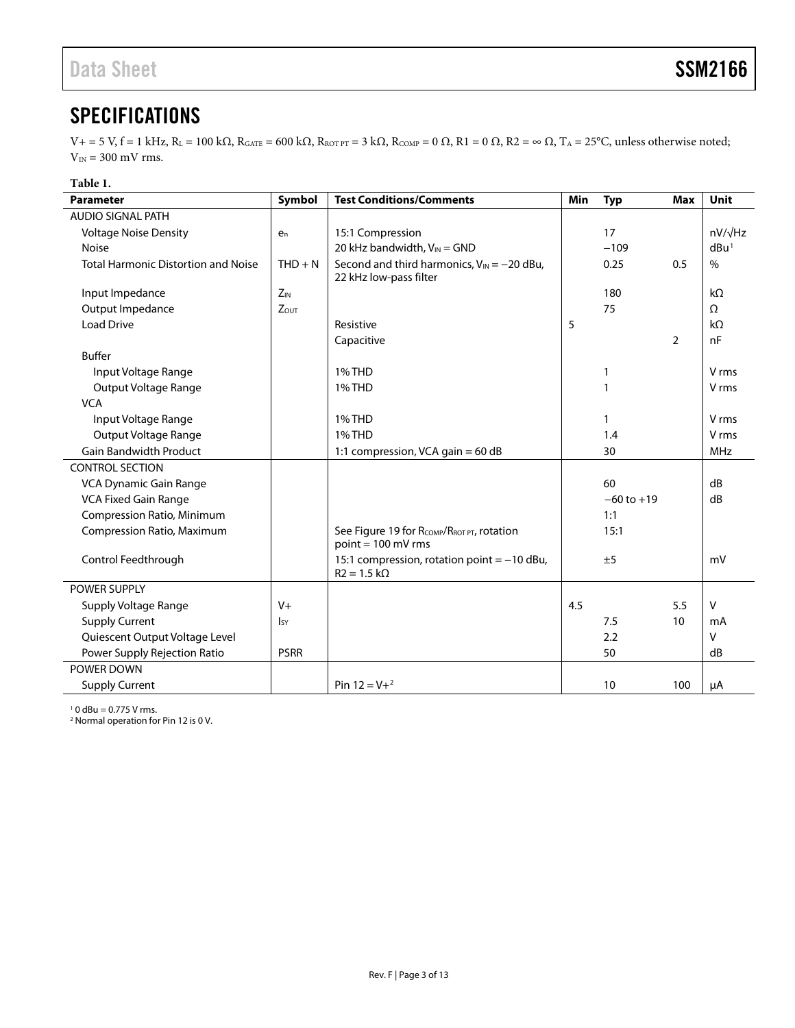# SPECIFICATIONS

V+ = 5 V, f = 1 kHz, $R_L$ = 100 kΩ, $R_{GATE}$ = 600 kΩ, $R_{ROT PT}$ = 3 kΩ, $R_{COMP}$ = 0 Ω, R1 = 0 Ω, R2 = ∞ Ω, $T_A$ = 25°C, unless otherwise noted; $V_{IN}$ = 300 mV rms.

**Table 1.**

| Parameter | Symbol | Test Conditions/Comments | Min | Typ | Max | Unit |
|---|---|---|---|---|---|---|
| AUDIO SIGNAL PATH | | | | | | |
| Voltage Noise Density | $e_n$ | 15:1 Compression | | 17 | | nV/√Hz |
| Noise | | 20 kHz bandwidth, $V_{IN}$ = GND | | −109 | | dBu[1] |
| Total Harmonic Distortion and Noise | THD + N | Second and third harmonics, $V_{IN}$ = −20 dBu, 22 kHz low-pass filter | | 0.25 | 0.5 | % |
| Input Impedance | $Z_{IN}$ | | | 180 | | kΩ |
| Output Impedance | $Z_{OUT}$ | | | 75 | | Ω |
| Load Drive | | Resistive | 5 | | | kΩ |
| | | Capacitive | | | 2 | nF |
| Buffer | | | | | | |
| Input Voltage Range | | 1% THD | | 1 | | V rms |
| Output Voltage Range | | 1% THD | | 1 | | V rms |
| VCA | | | | | | |
| Input Voltage Range | | 1% THD | | 1 | | V rms |
| Output Voltage Range | | 1% THD | | 1.4 | | V rms |
| Gain Bandwidth Product | | 1:1 compression, VCA gain = 60 dB | | 30 | | MHz |
| CONTROL SECTION | | | | | | |
| VCA Dynamic Gain Range | | | | 60 | | dB |
| VCA Fixed Gain Range | | | | −60 to +19 | | dB |
| Compression Ratio, Minimum | | | | 1:1 | | |
| Compression Ratio, Maximum | | See Figure 19 for $R_{COMP}/R_{ROT PT}$, rotation point = 100 mV rms | | 15:1 | | |
| Control Feedthrough | | 15:1 compression, rotation point = −10 dBu, R2 = 1.5 kΩ | | ±5 | | mV |
| POWER SUPPLY | | | | | | |
| Supply Voltage Range | V+ | | 4.5 | | 5.5 | V |
| Supply Current | $I_{SY}$ | | | 7.5 | 10 | mA |
| Quiescent Output Voltage Level | | | | 2.2 | | V |
| Power Supply Rejection Ratio | PSRR | | | 50 | | dB |
| POWER DOWN | | | | | | |
| Supply Current | | Pin 12 = V+[2] | | 10 | 100 | µA |

[1] 0 dBu = 0.775 V rms.

[2] Normal operation for Pin 12 is 0 V.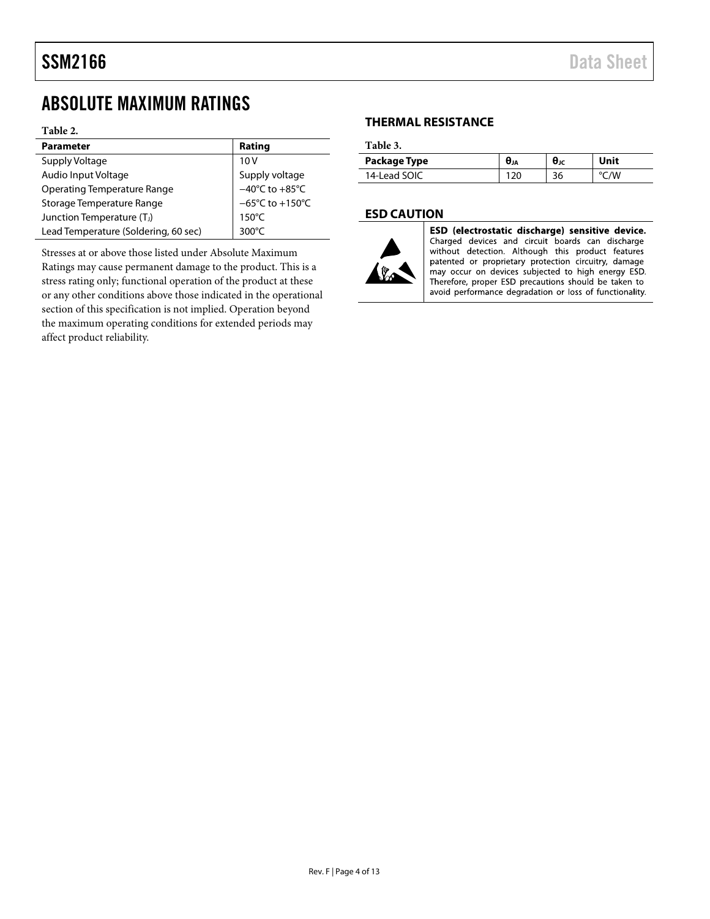## ABSOLUTE MAXIMUM RATINGS

Table 2.

| Parameter | Rating |
|---|---|
| Supply Voltage | 10 V |
| Audio Input Voltage | Supply voltage |
| Operating Temperature Range | −40°C to +85°C |
| Storage Temperature Range | −65°C to +150°C |
| Junction Temperature ($T_J$) | 150°C |
| Lead Temperature (Soldering, 60 sec) | 300°C |

Stresses at or above those listed under Absolute Maximum Ratings may cause permanent damage to the product. This is a stress rating only; functional operation of the product at these or any other conditions above those indicated in the operational section of this specification is not implied. Operation beyond the maximum operating conditions for extended periods may affect product reliability.

### THERMAL RESISTANCE

Table 3.

| Package Type | $θ_{JA}$ | $θ_{JC}$ | Unit |
|---|---|---|---|
| 14-Lead SOIC | 120 | 36 | °C/W |

### ESD CAUTION

**ESD (electrostatic discharge) sensitive device.** Charged devices and circuit boards can discharge without detection. Although this product features patented or proprietary protection circuitry, damage may occur on devices subjected to high energy ESD. Therefore, proper ESD precautions should be taken to avoid performance degradation or loss of functionality.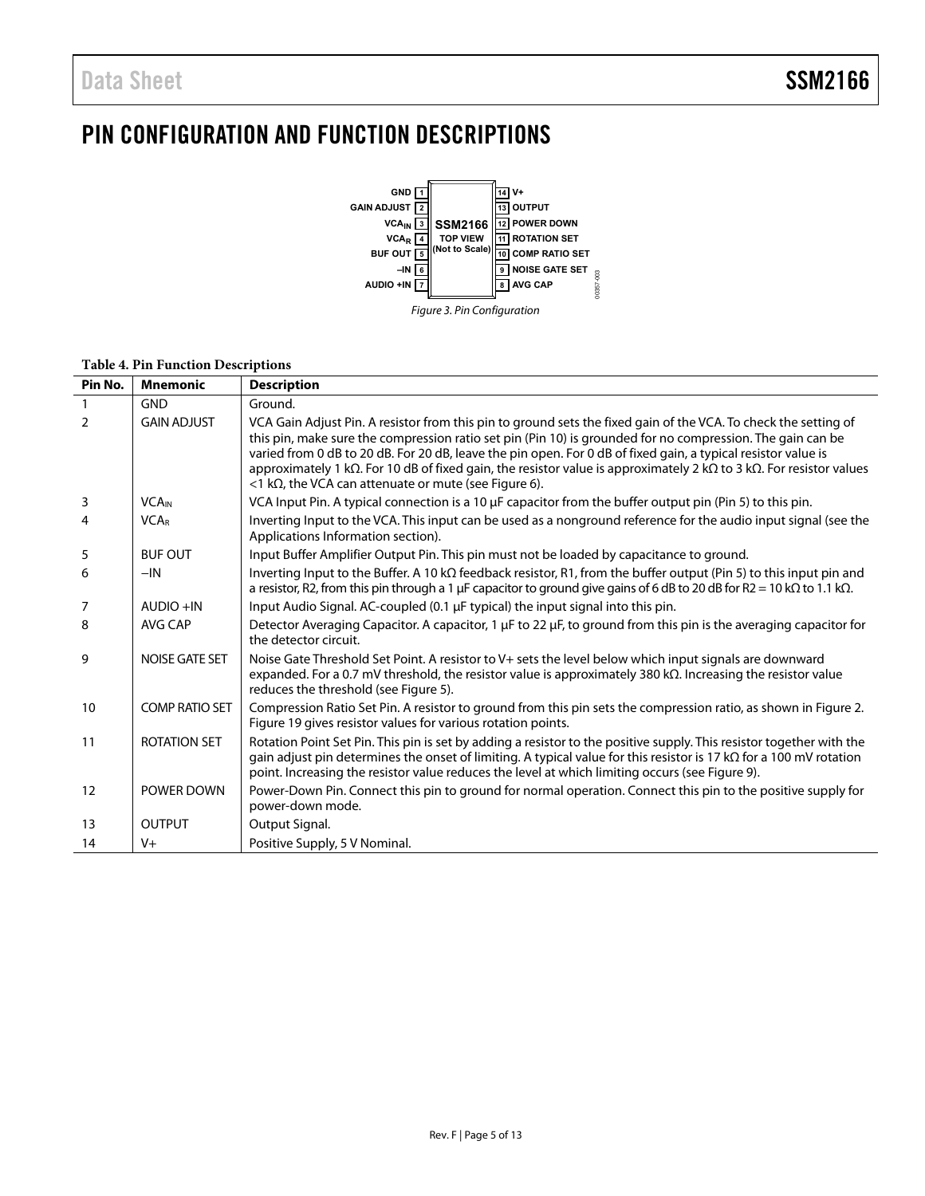# PIN CONFIGURATION AND FUNCTION DESCRIPTIONS

| Pin | Left Side | | Right Side | Pin |
|---|---|---|---|---|
| 1 | GND | | V+ | 14 |
| 2 | GAIN ADJUST | | OUTPUT | 13 |
| 3 | $VCA_{IN}$ | SSM2166 | POWER DOWN | 12 |
| 4 | $VCA_R$ | TOP VIEW | ROTATION SET | 11 |
| 5 | BUF OUT | (Not to Scale) | COMP RATIO SET | 10 |
| 6 | –IN | | NOISE GATE SET | 9 |
| 7 | AUDIO +IN | | AVG CAP | 8 |

*Figure 3. Pin Configuration*

**Table 4. Pin Function Descriptions**

| Pin No. | Mnemonic | Description |
|---|---|---|
| 1 | GND | Ground. |
| 2 | GAIN ADJUST | VCA Gain Adjust Pin. A resistor from this pin to ground sets the fixed gain of the VCA. To check the setting of this pin, make sure the compression ratio set pin (Pin 10) is grounded for no compression. The gain can be varied from 0 dB to 20 dB. For 20 dB, leave the pin open. For 0 dB of fixed gain, a typical resistor value is approximately 1 kΩ. For 10 dB of fixed gain, the resistor value is approximately 2 kΩ to 3 kΩ. For resistor values <1 kΩ, the VCA can attenuate or mute (see Figure 6). |
| 3 | $VCA_{IN}$ | VCA Input Pin. A typical connection is a 10 µF capacitor from the buffer output pin (Pin 5) to this pin. |
| 4 | $VCA_R$ | Inverting Input to the VCA. This input can be used as a nonground reference for the audio input signal (see the Applications Information section). |
| 5 | BUF OUT | Input Buffer Amplifier Output Pin. This pin must not be loaded by capacitance to ground. |
| 6 | −IN | Inverting Input to the Buffer. A 10 kΩ feedback resistor, R1, from the buffer output (Pin 5) to this input pin and a resistor, R2, from this pin through a 1 µF capacitor to ground give gains of 6 dB to 20 dB for R2 = 10 kΩ to 1.1 kΩ. |
| 7 | AUDIO +IN | Input Audio Signal. AC-coupled (0.1 µF typical) the input signal into this pin. |
| 8 | AVG CAP | Detector Averaging Capacitor. A capacitor, 1 µF to 22 µF, to ground from this pin is the averaging capacitor for the detector circuit. |
| 9 | NOISE GATE SET | Noise Gate Threshold Set Point. A resistor to V+ sets the level below which input signals are downward expanded. For a 0.7 mV threshold, the resistor value is approximately 380 kΩ. Increasing the resistor value reduces the threshold (see Figure 5). |
| 10 | COMP RATIO SET | Compression Ratio Set Pin. A resistor to ground from this pin sets the compression ratio, as shown in Figure 2. Figure 19 gives resistor values for various rotation points. |
| 11 | ROTATION SET | Rotation Point Set Pin. This pin is set by adding a resistor to the positive supply. This resistor together with the gain adjust pin determines the onset of limiting. A typical value for this resistor is 17 kΩ for a 100 mV rotation point. Increasing the resistor value reduces the level at which limiting occurs (see Figure 9). |
| 12 | POWER DOWN | Power-Down Pin. Connect this pin to ground for normal operation. Connect this pin to the positive supply for power-down mode. |
| 13 | OUTPUT | Output Signal. |
| 14 | V+ | Positive Supply, 5 V Nominal. |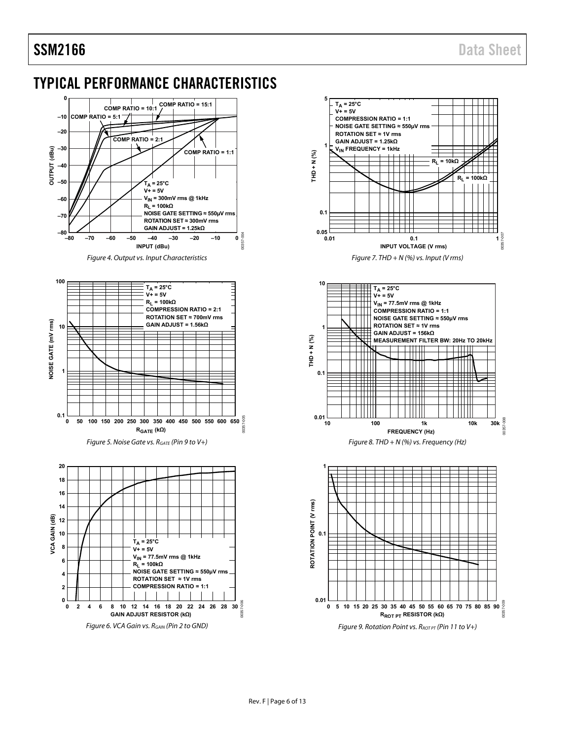## TYPICAL PERFORMANCE CHARACTERISTICS

Figure 4. Output vs. Input Characteristics

Figure 5. Noise Gate vs. $R_{GATE}$ (Pin 9 to V+)

Figure 6. VCA Gain vs. $R_{GAIN}$ (Pin 2 to GND)

Figure 7. THD + N (%) vs. Input (V rms)

Figure 8. THD + N (%) vs. Frequency (Hz)

Figure 9. Rotation Point vs. $R_{ROT\ PT}$ (Pin 11 to V+)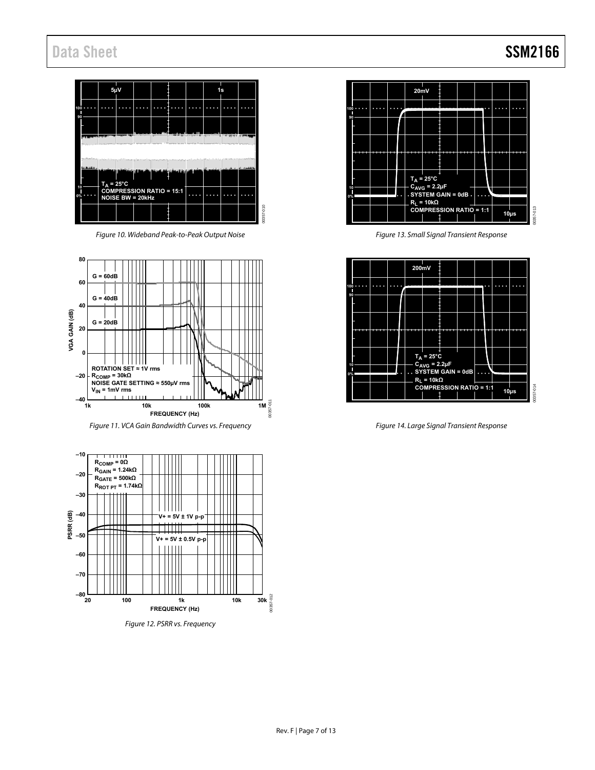Figure 10. Wideband Peak-to-Peak Output Noise

Figure 11. VCA Gain Bandwidth Curves vs. Frequency

Figure 12. PSRR vs. Frequency

Figure 13. Small Signal Transient Response

Figure 14. Large Signal Transient Response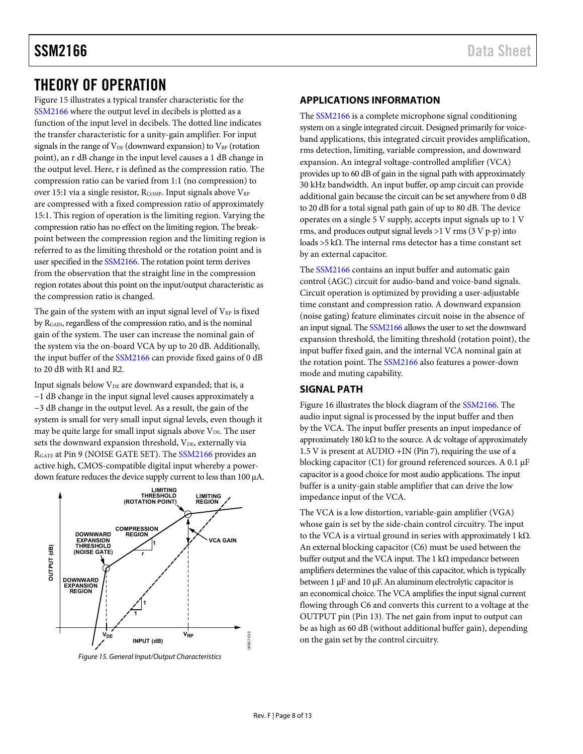# THEORY OF OPERATION

Figure 15 illustrates a typical transfer characteristic for the SSM2166 where the output level in decibels is plotted as a function of the input level in decibels. The dotted line indicates the transfer characteristic for a unity-gain amplifier. For input signals in the range of $V_{DE}$ (downward expansion) to $V_{RP}$ (rotation point), an r dB change in the input level causes a 1 dB change in the output level. Here, r is defined as the compression ratio. The compression ratio can be varied from 1:1 (no compression) to over 15:1 via a single resistor, $R_{COMP}$. Input signals above $V_{RP}$ are compressed with a fixed compression ratio of approximately 15:1. This region of operation is the limiting region. Varying the compression ratio has no effect on the limiting region. The break-point between the compression region and the limiting region is referred to as the limiting threshold or the rotation point and is user specified in the SSM2166. The rotation point term derives from the observation that the straight line in the compression region rotates about this point on the input/output characteristic as the compression ratio is changed.

The gain of the system with an input signal level of $V_{RP}$ is fixed by $R_{GAIN}$, regardless of the compression ratio, and is the nominal gain of the system. The user can increase the nominal gain of the system via the on-board VCA by up to 20 dB. Additionally, the input buffer of the SSM2166 can provide fixed gains of 0 dB to 20 dB with R1 and R2.

Input signals below $V_{DE}$ are downward expanded; that is, a −1 dB change in the input signal level causes approximately a −3 dB change in the output level. As a result, the gain of the system is small for very small input signal levels, even though it may be quite large for small input signals above $V_{DE}$. The user sets the downward expansion threshold, $V_{DE}$, externally via $R_{GATE}$ at Pin 9 (NOISE GATE SET). The SSM2166 provides an active high, CMOS-compatible digital input whereby a power-down feature reduces the device supply current to less than 100 µA.

*Figure 15. General Input/Output Characteristics*

## APPLICATIONS INFORMATION

The SSM2166 is a complete microphone signal conditioning system on a single integrated circuit. Designed primarily for voice-band applications, this integrated circuit provides amplification, rms detection, limiting, variable compression, and downward expansion. An integral voltage-controlled amplifier (VCA) provides up to 60 dB of gain in the signal path with approximately 30 kHz bandwidth. An input buffer, op amp circuit can provide additional gain because the circuit can be set anywhere from 0 dB to 20 dB for a total signal path gain of up to 80 dB. The device operates on a single 5 V supply, accepts input signals up to 1 V rms, and produces output signal levels >1 V rms (3 V p-p) into loads >5 kΩ. The internal rms detector has a time constant set by an external capacitor.

The SSM2166 contains an input buffer and automatic gain control (AGC) circuit for audio-band and voice-band signals. Circuit operation is optimized by providing a user-adjustable time constant and compression ratio. A downward expansion (noise gating) feature eliminates circuit noise in the absence of an input signal. The SSM2166 allows the user to set the downward expansion threshold, the limiting threshold (rotation point), the input buffer fixed gain, and the internal VCA nominal gain at the rotation point. The SSM2166 also features a power-down mode and muting capability.

## SIGNAL PATH

Figure 16 illustrates the block diagram of the SSM2166. The audio input signal is processed by the input buffer and then by the VCA. The input buffer presents an input impedance of approximately 180 kΩ to the source. A dc voltage of approximately 1.5 V is present at AUDIO +IN (Pin 7), requiring the use of a blocking capacitor (C1) for ground referenced sources. A 0.1 µF capacitor is a good choice for most audio applications. The input buffer is a unity-gain stable amplifier that can drive the low impedance input of the VCA.

The VCA is a low distortion, variable-gain amplifier (VGA) whose gain is set by the side-chain control circuitry. The input to the VCA is a virtual ground in series with approximately 1 kΩ. An external blocking capacitor (C6) must be used between the buffer output and the VCA input. The 1 kΩ impedance between amplifiers determines the value of this capacitor, which is typically between 1 µF and 10 µF. An aluminum electrolytic capacitor is an economical choice. The VCA amplifies the input signal current flowing through C6 and converts this current to a voltage at the OUTPUT pin (Pin 13). The net gain from input to output can be as high as 60 dB (without additional buffer gain), depending on the gain set by the control circuitry.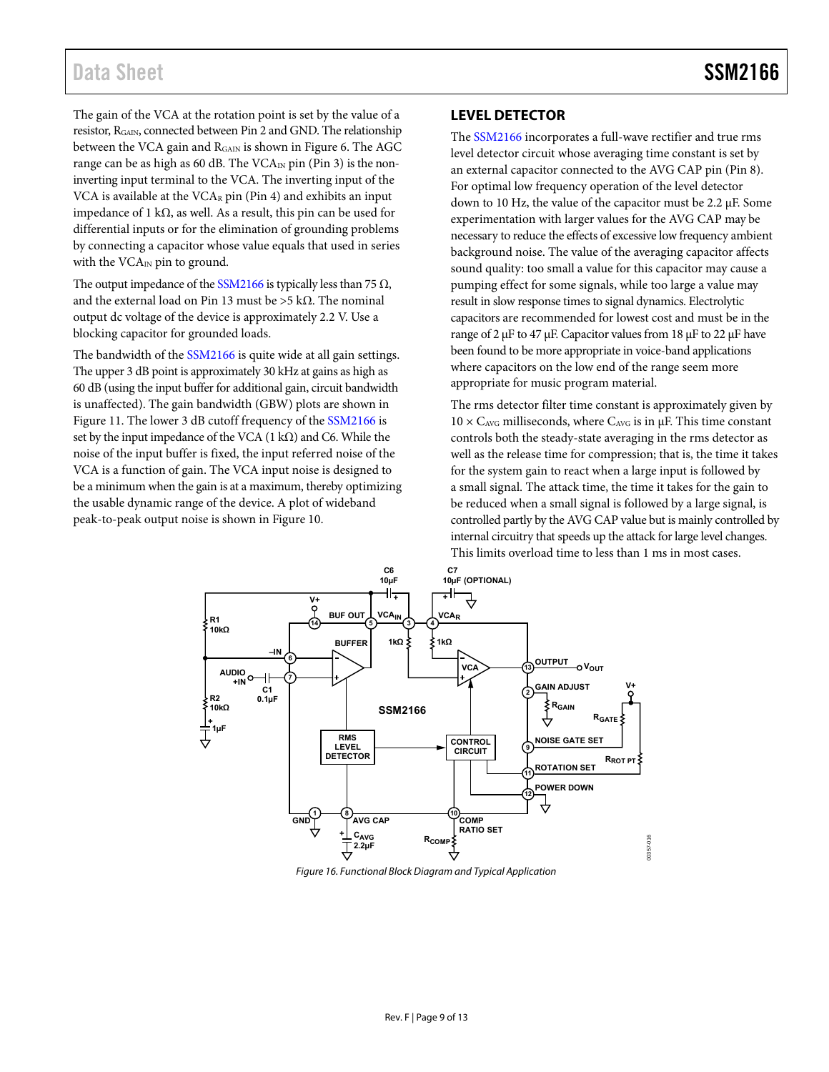The gain of the VCA at the rotation point is set by the value of a resistor, $R_{GAIN}$, connected between Pin 2 and GND. The relationship between the VCA gain and $R_{GAIN}$ is shown in Figure 6. The AGC range can be as high as 60 dB. The $VCA_{IN}$ pin (Pin 3) is the noninverting input terminal to the VCA. The inverting input of the VCA is available at the $VCA_R$ pin (Pin 4) and exhibits an input impedance of 1 kΩ, as well. As a result, this pin can be used for differential inputs or for the elimination of grounding problems by connecting a capacitor whose value equals that used in series with the $VCA_{IN}$ pin to ground.

The output impedance of the SSM2166 is typically less than 75 Ω, and the external load on Pin 13 must be >5 kΩ. The nominal output dc voltage of the device is approximately 2.2 V. Use a blocking capacitor for grounded loads.

The bandwidth of the SSM2166 is quite wide at all gain settings. The upper 3 dB point is approximately 30 kHz at gains as high as 60 dB (using the input buffer for additional gain, circuit bandwidth is unaffected). The gain bandwidth (GBW) plots are shown in Figure 11. The lower 3 dB cutoff frequency of the SSM2166 is set by the input impedance of the VCA (1 kΩ) and C6. While the noise of the input buffer is fixed, the input referred noise of the VCA is a function of gain. The VCA input noise is designed to be a minimum when the gain is at a maximum, thereby optimizing the usable dynamic range of the device. A plot of wideband peak-to-peak output noise is shown in Figure 10.

## LEVEL DETECTOR

The SSM2166 incorporates a full-wave rectifier and true rms level detector circuit whose averaging time constant is set by an external capacitor connected to the AVG CAP pin (Pin 8). For optimal low frequency operation of the level detector down to 10 Hz, the value of the capacitor must be 2.2 µF. Some experimentation with larger values for the AVG CAP may be necessary to reduce the effects of excessive low frequency ambient background noise. The value of the averaging capacitor affects sound quality: too small a value for this capacitor may cause a pumping effect for some signals, while too large a value may result in slow response times to signal dynamics. Electrolytic capacitors are recommended for lowest cost and must be in the range of 2 µF to 47 µF. Capacitor values from 18 µF to 22 µF have been found to be more appropriate in voice-band applications where capacitors on the low end of the range seem more appropriate for music program material.

The rms detector filter time constant is approximately given by $10 \times C_{AVG}$ milliseconds, where $C_{AVG}$ is in µF. This time constant controls both the steady-state averaging in the rms detector as well as the release time for compression; that is, the time it takes for the system gain to react when a large input is followed by a small signal. The attack time, the time it takes for the gain to be reduced when a small signal is followed by a large signal, is controlled partly by the AVG CAP value but is mainly controlled by internal circuitry that speeds up the attack for large level changes. This limits overload time to less than 1 ms in most cases.

*Figure 16. Functional Block Diagram and Typical Application*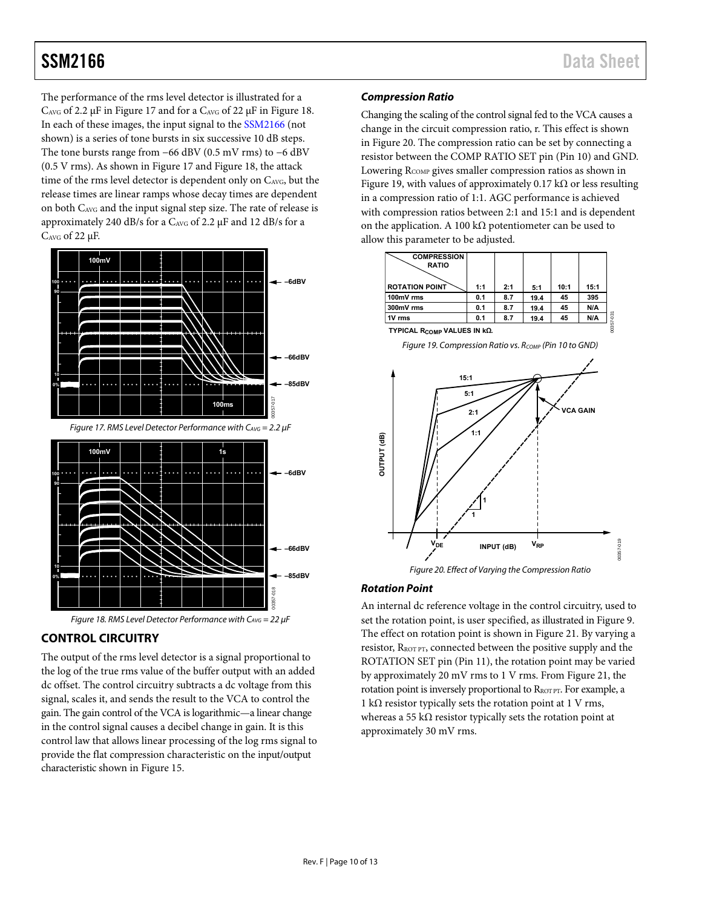The performance of the rms level detector is illustrated for a $C_{AVG}$ of 2.2 μF in Figure 17 and for a $C_{AVG}$ of 22 μF in Figure 18. In each of these images, the input signal to the SSM2166 (not shown) is a series of tone bursts in six successive 10 dB steps. The tone bursts range from −66 dBV (0.5 mV rms) to −6 dBV (0.5 V rms). As shown in Figure 17 and Figure 18, the attack time of the rms level detector is dependent only on $C_{AVG}$, but the release times are linear ramps whose decay times are dependent on both $C_{AVG}$ and the input signal step size. The rate of release is approximately 240 dB/s for a $C_{AVG}$ of 2.2 μF and 12 dB/s for a $C_{AVG}$ of 22 μF.

*Figure 17. RMS Level Detector Performance with $C_{AVG}$ = 2.2 μF*

*Figure 18. RMS Level Detector Performance with $C_{AVG}$ = 22 μF*

## CONTROL CIRCUITRY

The output of the rms level detector is a signal proportional to the log of the true rms value of the buffer output with an added dc offset. The control circuitry subtracts a dc voltage from this signal, scales it, and sends the result to the VCA to control the gain. The gain control of the VCA is logarithmic—a linear change in the control signal causes a decibel change in gain. It is this control law that allows linear processing of the log rms signal to provide the flat compression characteristic on the input/output characteristic shown in Figure 15.

### *Compression Ratio*

Changing the scaling of the control signal fed to the VCA causes a change in the circuit compression ratio, r. This effect is shown in Figure 20. The compression ratio can be set by connecting a resistor between the COMP RATIO SET pin (Pin 10) and GND. Lowering $R_{COMP}$ gives smaller compression ratios as shown in Figure 19, with values of approximately 0.17 kΩ or less resulting in a compression ratio of 1:1. AGC performance is achieved with compression ratios between 2:1 and 15:1 and is dependent on the application. A 100 kΩ potentiometer can be used to allow this parameter to be adjusted.

| COMPRESSION RATIO / ROTATION POINT | 1:1 | 2:1 | 5:1 | 10:1 | 15:1 |
|---|---|---|---|---|---|
| 100mV rms | 0.1 | 8.7 | 19.4 | 45 | 395 |
| 300mV rms | 0.1 | 8.7 | 19.4 | 45 | N/A |
| 1V rms | 0.1 | 8.7 | 19.4 | 45 | N/A |

TYPICAL $R_{COMP}$ VALUES IN kΩ.

*Figure 19. Compression Ratio vs. $R_{COMP}$ (Pin 10 to GND)*

*Figure 20. Effect of Varying the Compression Ratio*

### *Rotation Point*

An internal dc reference voltage in the control circuitry, used to set the rotation point, is user specified, as illustrated in Figure 9. The effect on rotation point is shown in Figure 21. By varying a resistor, $R_{ROT\ PT}$, connected between the positive supply and the ROTATION SET pin (Pin 11), the rotation point may be varied by approximately 20 mV rms to 1 V rms. From Figure 21, the rotation point is inversely proportional to $R_{ROT\ PT}$. For example, a 1 kΩ resistor typically sets the rotation point at 1 V rms, whereas a 55 kΩ resistor typically sets the rotation point at approximately 30 mV rms.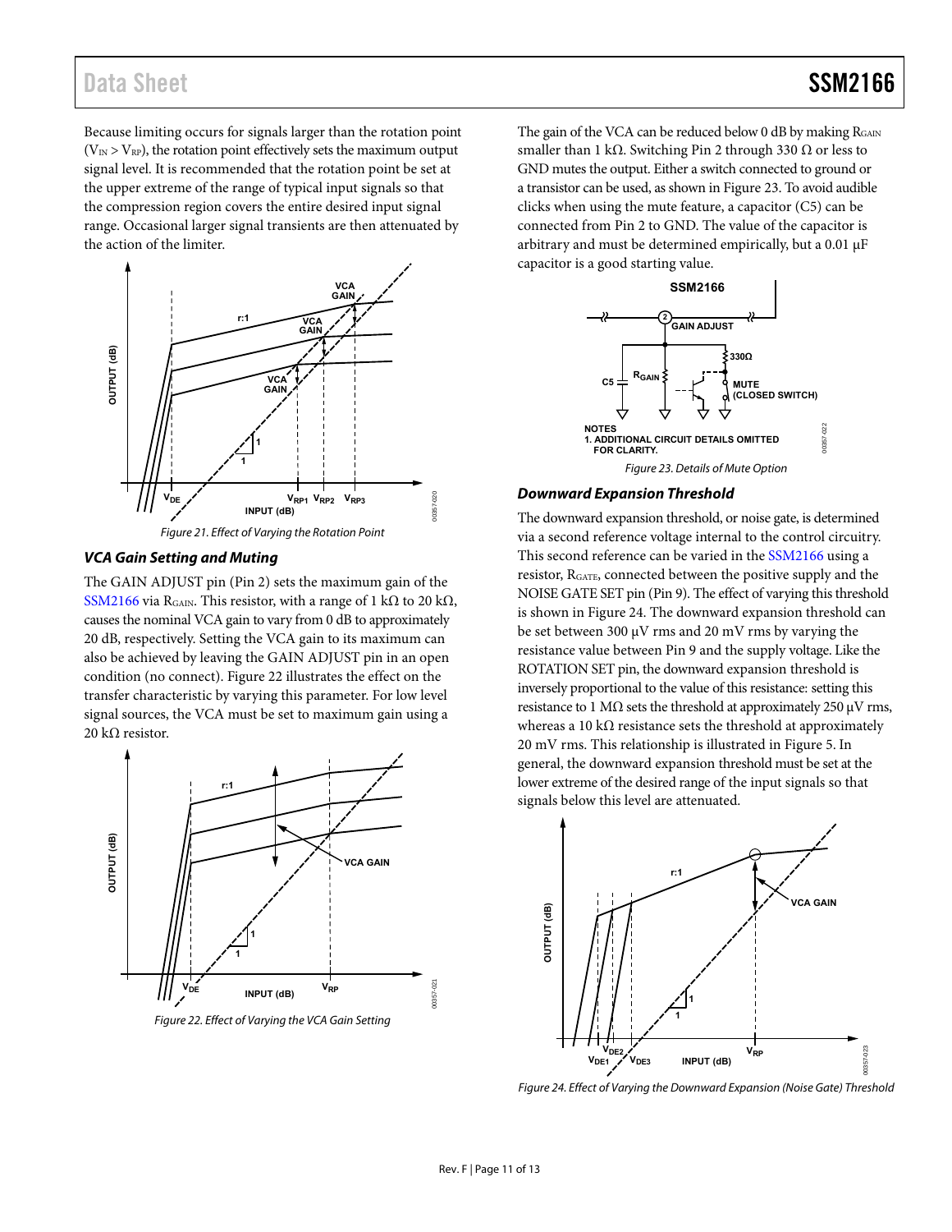Because limiting occurs for signals larger than the rotation point ($V_{IN} > V_{RP}$), the rotation point effectively sets the maximum output signal level. It is recommended that the rotation point be set at the upper extreme of the range of typical input signals so that the compression region covers the entire desired input signal range. Occasional larger signal transients are then attenuated by the action of the limiter.

*Figure 21. Effect of Varying the Rotation Point*

### *VCA Gain Setting and Muting*

The GAIN ADJUST pin (Pin 2) sets the maximum gain of the SSM2166 via $R_{GAIN}$. This resistor, with a range of 1 kΩ to 20 kΩ, causes the nominal VCA gain to vary from 0 dB to approximately 20 dB, respectively. Setting the VCA gain to its maximum can also be achieved by leaving the GAIN ADJUST pin in an open condition (no connect). Figure 22 illustrates the effect on the transfer characteristic by varying this parameter. For low level signal sources, the VCA must be set to maximum gain using a 20 kΩ resistor.

*Figure 22. Effect of Varying the VCA Gain Setting*

The gain of the VCA can be reduced below 0 dB by making $R_{GAIN}$ smaller than 1 kΩ. Switching Pin 2 through 330 Ω or less to GND mutes the output. Either a switch connected to ground or a transistor can be used, as shown in Figure 23. To avoid audible clicks when using the mute feature, a capacitor (C5) can be connected from Pin 2 to GND. The value of the capacitor is arbitrary and must be determined empirically, but a 0.01 µF capacitor is a good starting value.

*Figure 23. Details of Mute Option*

### *Downward Expansion Threshold*

The downward expansion threshold, or noise gate, is determined via a second reference voltage internal to the control circuitry. This second reference can be varied in the SSM2166 using a resistor, $R_{GATE}$, connected between the positive supply and the NOISE GATE SET pin (Pin 9). The effect of varying this threshold is shown in Figure 24. The downward expansion threshold can be set between 300 µV rms and 20 mV rms by varying the resistance value between Pin 9 and the supply voltage. Like the ROTATION SET pin, the downward expansion threshold is inversely proportional to the value of this resistance: setting this resistance to 1 MΩ sets the threshold at approximately 250 µV rms, whereas a 10 kΩ resistance sets the threshold at approximately 20 mV rms. This relationship is illustrated in Figure 5. In general, the downward expansion threshold must be set at the lower extreme of the desired range of the input signals so that signals below this level are attenuated.

*Figure 24. Effect of Varying the Downward Expansion (Noise Gate) Threshold*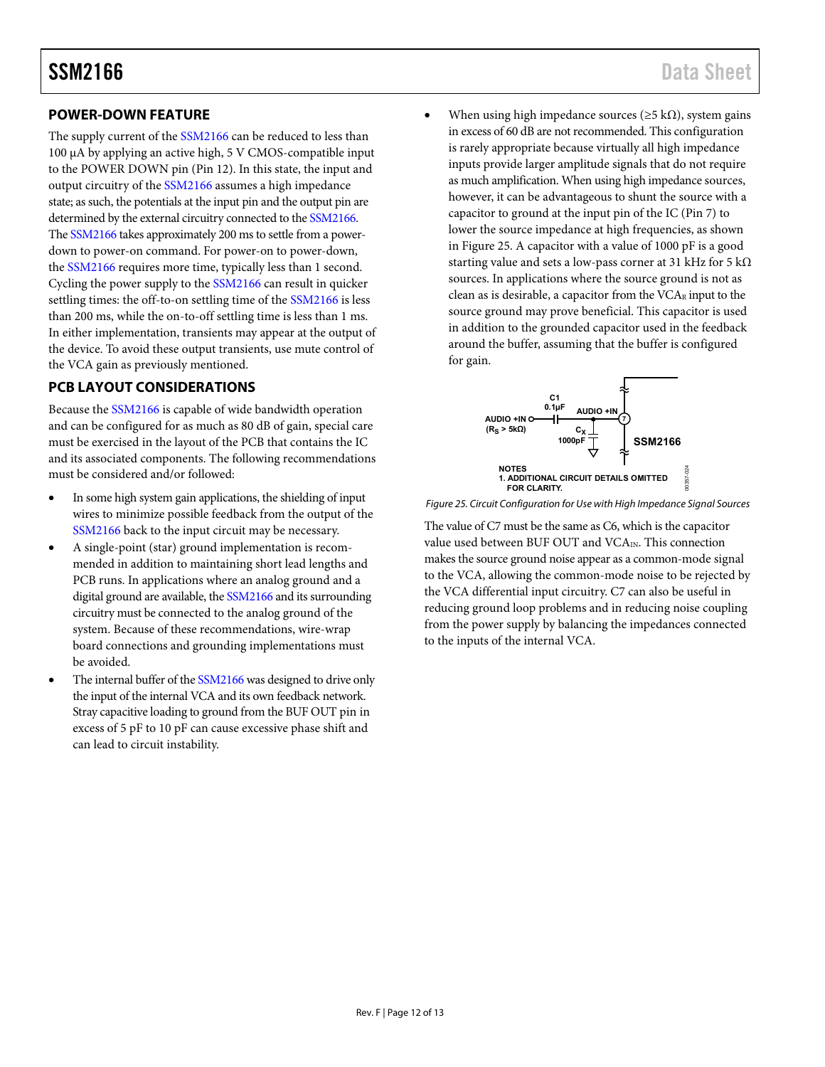## POWER-DOWN FEATURE

The supply current of the SSM2166 can be reduced to less than 100 µA by applying an active high, 5 V CMOS-compatible input to the POWER DOWN pin (Pin 12). In this state, the input and output circuitry of the SSM2166 assumes a high impedance state; as such, the potentials at the input pin and the output pin are determined by the external circuitry connected to the SSM2166. The SSM2166 takes approximately 200 ms to settle from a power-down to power-on command. For power-on to power-down, the SSM2166 requires more time, typically less than 1 second. Cycling the power supply to the SSM2166 can result in quicker settling times: the off-to-on settling time of the SSM2166 is less than 200 ms, while the on-to-off settling time is less than 1 ms. In either implementation, transients may appear at the output of the device. To avoid these output transients, use mute control of the VCA gain as previously mentioned.

## PCB LAYOUT CONSIDERATIONS

Because the SSM2166 is capable of wide bandwidth operation and can be configured for as much as 80 dB of gain, special care must be exercised in the layout of the PCB that contains the IC and its associated components. The following recommendations must be considered and/or followed:

- In some high system gain applications, the shielding of input wires to minimize possible feedback from the output of the SSM2166 back to the input circuit may be necessary.
- A single-point (star) ground implementation is recommended in addition to maintaining short lead lengths and PCB runs. In applications where an analog ground and a digital ground are available, the SSM2166 and its surrounding circuitry must be connected to the analog ground of the system. Because of these recommendations, wire-wrap board connections and grounding implementations must be avoided.
- The internal buffer of the SSM2166 was designed to drive only the input of the internal VCA and its own feedback network. Stray capacitive loading to ground from the BUF OUT pin in excess of 5 pF to 10 pF can cause excessive phase shift and can lead to circuit instability.
- When using high impedance sources (≥5 kΩ), system gains in excess of 60 dB are not recommended. This configuration is rarely appropriate because virtually all high impedance inputs provide larger amplitude signals that do not require as much amplification. When using high impedance sources, however, it can be advantageous to shunt the source with a capacitor to ground at the input pin of the IC (Pin 7) to lower the source impedance at high frequencies, as shown in Figure 25. A capacitor with a value of 1000 pF is a good starting value and sets a low-pass corner at 31 kHz for 5 kΩ sources. In applications where the source ground is not as clean as is desirable, a capacitor from the $VCA_R$ input to the source ground may prove beneficial. This capacitor is used in addition to the grounded capacitor used in the feedback around the buffer, assuming that the buffer is configured for gain.

C1 0.1µF
AUDIO +IN ($R_S$ > 5kΩ)
AUDIO +IN
7
$C_X$ 1000pF
SSM2166

NOTES
1. ADDITIONAL CIRCUIT DETAILS OMITTED FOR CLARITY.

*Figure 25. Circuit Configuration for Use with High Impedance Signal Sources*

The value of C7 must be the same as C6, which is the capacitor value used between BUF OUT and $VCA_{IN}$. This connection makes the source ground noise appear as a common-mode signal to the VCA, allowing the common-mode noise to be rejected by the VCA differential input circuitry. C7 can also be useful in reducing ground loop problems and in reducing noise coupling from the power supply by balancing the impedances connected to the inputs of the internal VCA.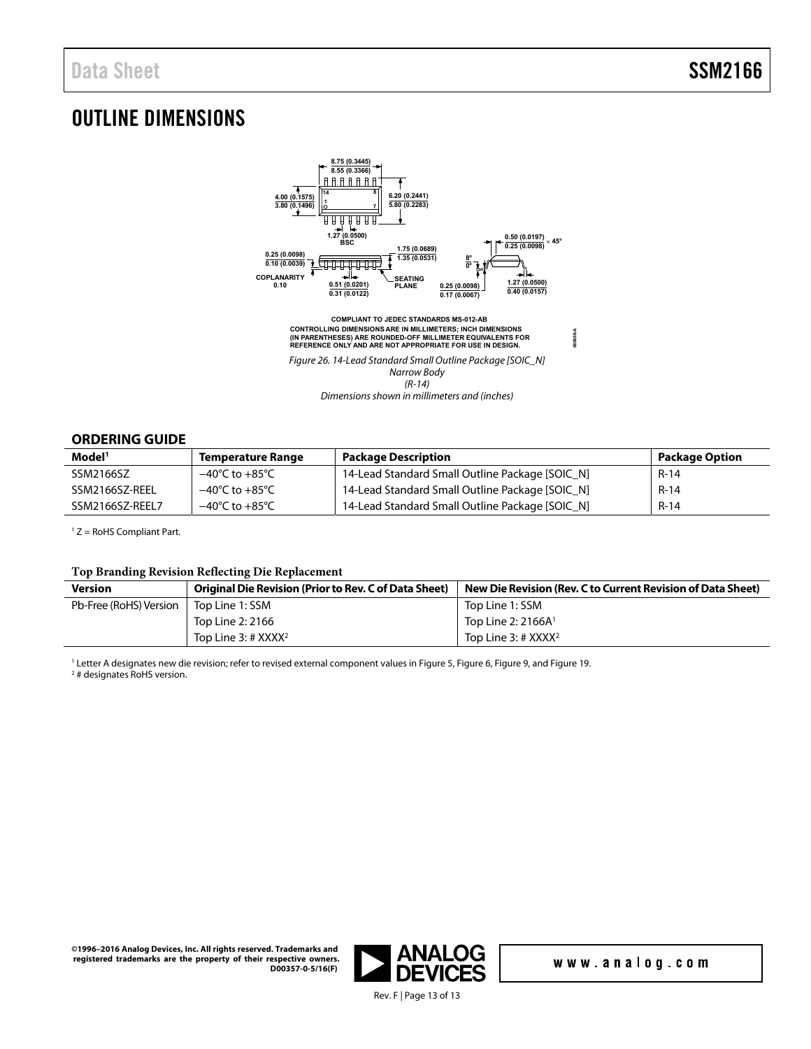# OUTLINE DIMENSIONS

8.75 (0.3445)
8.55 (0.3366)
14
8
1
7
4.00 (0.1575)
3.80 (0.1496)
6.20 (0.2441)
5.80 (0.2283)
1.27 (0.0500)
BSC
0.25 (0.0098)
0.10 (0.0039)
COPLANARITY
0.10
0.51 (0.0201)
0.31 (0.0122)
1.75 (0.0689)
1.35 (0.0531)
SEATING
PLANE
8°
0°
0.50 (0.0197)
0.25 (0.0098)
× 45°
0.25 (0.0098)
0.17 (0.0067)
1.27 (0.0500)
0.40 (0.0157)

COMPLIANT TO JEDEC STANDARDS MS-012-AB
CONTROLLING DIMENSIONS ARE IN MILLIMETERS; INCH DIMENSIONS (IN PARENTHESES) ARE ROUNDED-OFF MILLIMETER EQUIVALENTS FOR REFERENCE ONLY AND ARE NOT APPROPRIATE FOR USE IN DESIGN.

*Figure 26. 14-Lead Standard Small Outline Package [SOIC_N]*
*Narrow Body*
*(R-14)*
*Dimensions shown in millimeters and (inches)*

## ORDERING GUIDE

| Model[1] | Temperature Range | Package Description | Package Option |
|---|---|---|---|
| SSM2166SZ | −40°C to +85°C | 14-Lead Standard Small Outline Package [SOIC_N] | R-14 |
| SSM2166SZ-REEL | −40°C to +85°C | 14-Lead Standard Small Outline Package [SOIC_N] | R-14 |
| SSM2166SZ-REEL7 | −40°C to +85°C | 14-Lead Standard Small Outline Package [SOIC_N] | R-14 |

[1] Z = RoHS Compliant Part.

**Top Branding Revision Reflecting Die Replacement**

| Version | Original Die Revision (Prior to Rev. C of Data Sheet) | New Die Revision (Rev. C to Current Revision of Data Sheet) |
|---|---|---|
| Pb-Free (RoHS) Version | Top Line 1: SSM | Top Line 1: SSM |
| | Top Line 2: 2166 | Top Line 2: 2166A[1] |
| | Top Line 3: # XXXX[2] | Top Line 3: # XXXX[2] |

[1] Letter A designates new die revision; refer to revised external component values in Figure 5, Figure 6, Figure 9, and Figure 19.
[2] # designates RoHS version.

©1996–2016 Analog Devices, Inc. All rights reserved. Trademarks and registered trademarks are the property of their respective owners.
D00357-0-5/16(F)